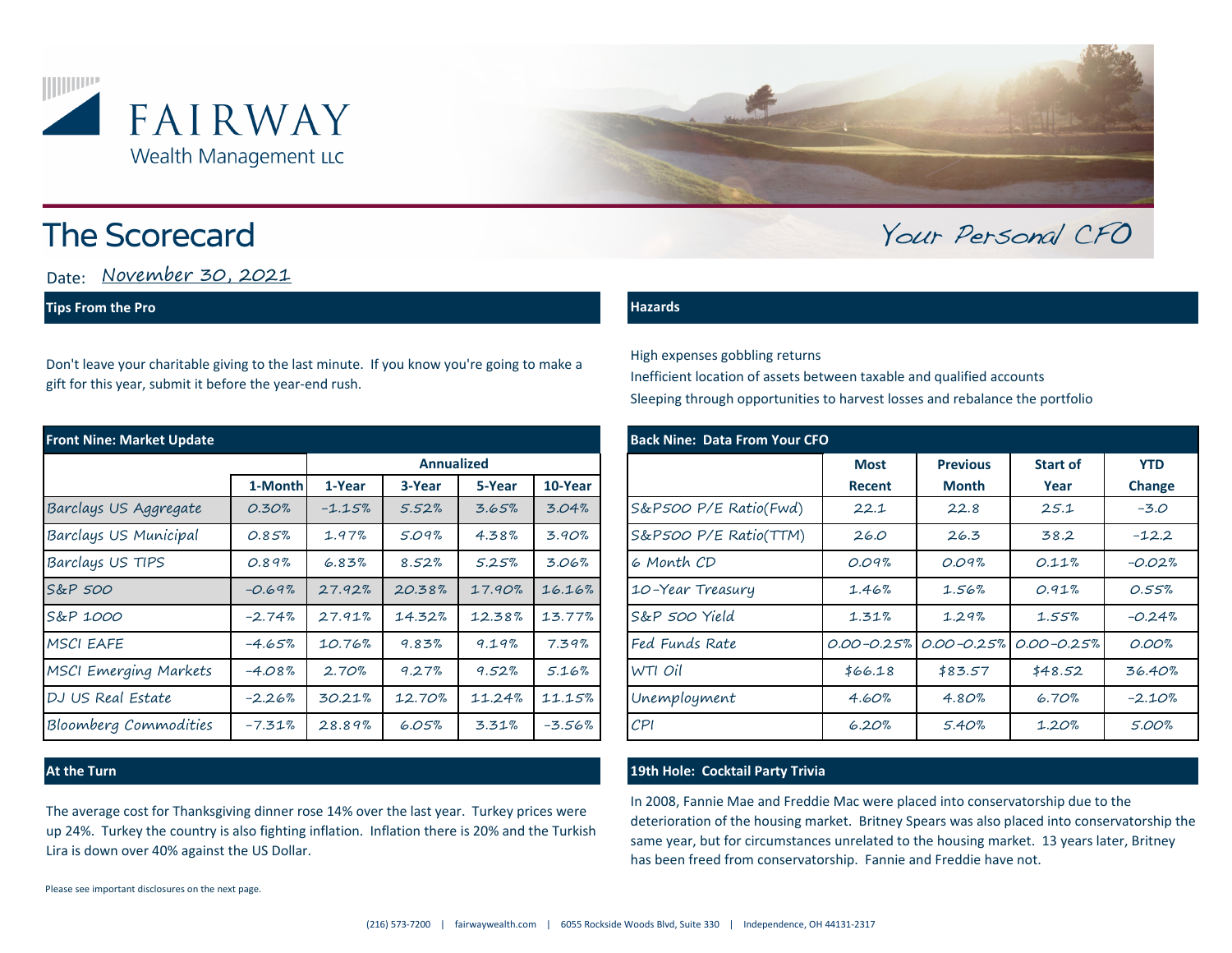FAIRWAY
Wealth Management LLC

# The Scorecard

*Your Personal CFO*

Date: November 30, 2021

## Tips From the Pro

Don't leave your charitable giving to the last minute. If you know you're going to make a gift for this year, submit it before the year-end rush.

## Hazards

High expenses gobbling returns
Inefficient location of assets between taxable and qualified accounts
Sleeping through opportunities to harvest losses and rebalance the portfolio

## Front Nine: Market Update

| | | Annualized | | | |
|---|---|---|---|---|---|
| | 1-Month | 1-Year | 3-Year | 5-Year | 10-Year |
| Barclays US Aggregate | 0.30% | -1.15% | 5.52% | 3.65% | 3.04% |
| Barclays US Municipal | 0.85% | 1.97% | 5.09% | 4.38% | 3.90% |
| Barclays US TIPS | 0.89% | 6.83% | 8.52% | 5.25% | 3.06% |
| S&P 500 | -0.69% | 27.92% | 20.38% | 17.90% | 16.16% |
| S&P 1000 | -2.74% | 27.91% | 14.32% | 12.38% | 13.77% |
| MSCI EAFE | -4.65% | 10.76% | 9.83% | 9.19% | 7.39% |
| MSCI Emerging Markets | -4.08% | 2.70% | 9.27% | 9.52% | 5.16% |
| DJ US Real Estate | -2.26% | 30.21% | 12.70% | 11.24% | 11.15% |
| Bloomberg Commodities | -7.31% | 28.89% | 6.05% | 3.31% | -3.56% |

## Back Nine: Data From Your CFO

| | Most Recent | Previous Month | Start of Year | YTD Change |
|---|---|---|---|---|
| S&P500 P/E Ratio(Fwd) | 22.1 | 22.8 | 25.1 | -3.0 |
| S&P500 P/E Ratio(TTM) | 26.0 | 26.3 | 38.2 | -12.2 |
| 6 Month CD | 0.09% | 0.09% | 0.11% | -0.02% |
| 10-Year Treasury | 1.46% | 1.56% | 0.91% | 0.55% |
| S&P 500 Yield | 1.31% | 1.29% | 1.55% | -0.24% |
| Fed Funds Rate | 0.00-0.25% | 0.00-0.25% | 0.00-0.25% | 0.00% |
| WTI Oil | $66.18 | $83.57 | $48.52 | 36.40% |
| Unemployment | 4.60% | 4.80% | 6.70% | -2.10% |
| CPI | 6.20% | 5.40% | 1.20% | 5.00% |

## At the Turn

The average cost for Thanksgiving dinner rose 14% over the last year. Turkey prices were up 24%. Turkey the country is also fighting inflation. Inflation there is 20% and the Turkish Lira is down over 40% against the US Dollar.

## 19th Hole: Cocktail Party Trivia

In 2008, Fannie Mae and Freddie Mac were placed into conservatorship due to the deterioration of the housing market. Britney Spears was also placed into conservatorship the same year, but for circumstances unrelated to the housing market. 13 years later, Britney has been freed from conservatorship. Fannie and Freddie have not.

Please see important disclosures on the next page.

(216) 573-7200 | fairwaywealth.com | 6055 Rockside Woods Blvd, Suite 330 | Independence, OH 44131-2317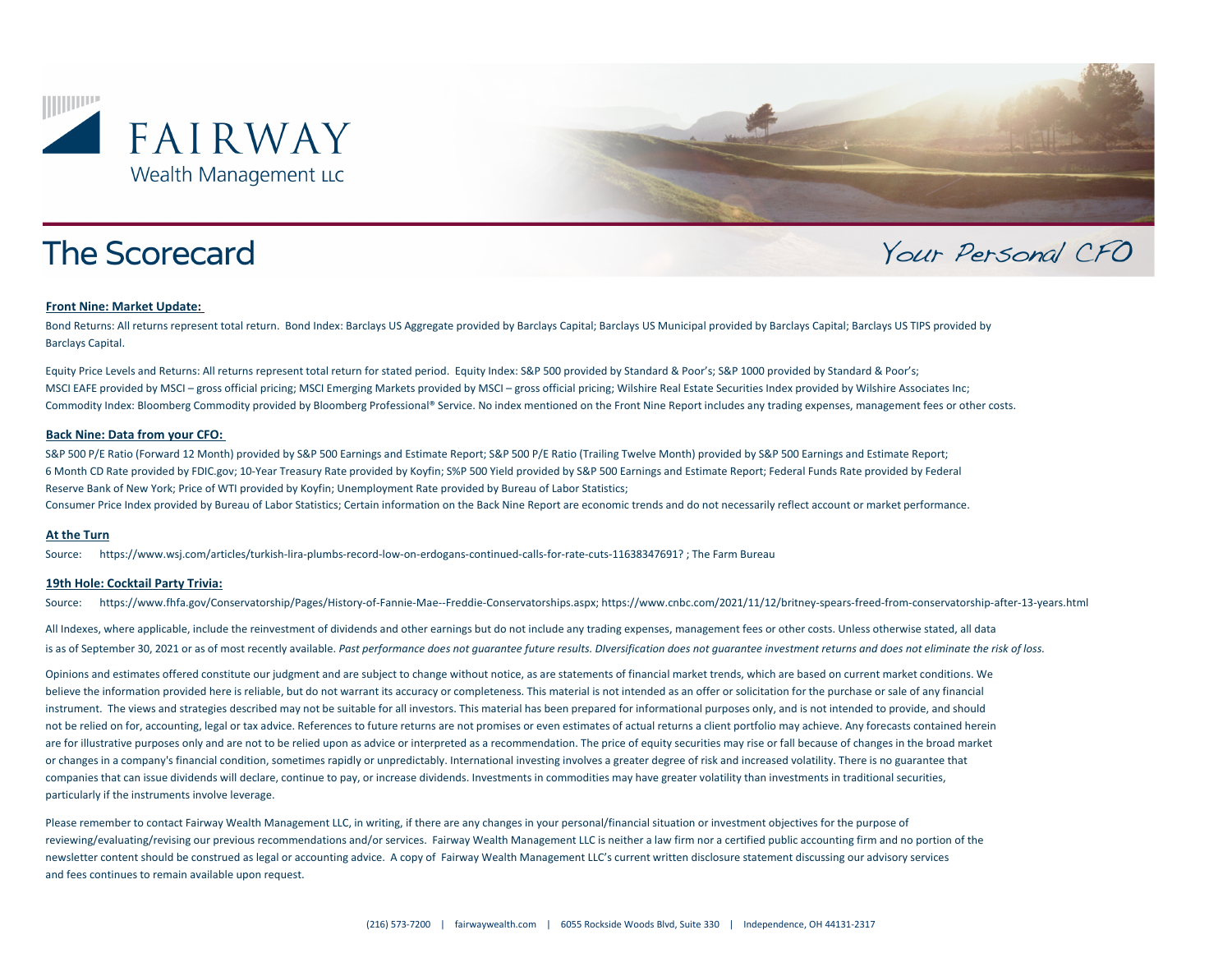FAIRWAY

Wealth Management LLC

# The Scorecard

*Your Personal CFO*

**Front Nine: Market Update:**

Bond Returns: All returns represent total return. Bond Index: Barclays US Aggregate provided by Barclays Capital; Barclays US Municipal provided by Barclays Capital; Barclays US TIPS provided by Barclays Capital.

Equity Price Levels and Returns: All returns represent total return for stated period. Equity Index: S&P 500 provided by Standard & Poor's; S&P 1000 provided by Standard & Poor's; MSCI EAFE provided by MSCI – gross official pricing; MSCI Emerging Markets provided by MSCI – gross official pricing; Wilshire Real Estate Securities Index provided by Wilshire Associates Inc; Commodity Index: Bloomberg Commodity provided by Bloomberg Professional® Service. No index mentioned on the Front Nine Report includes any trading expenses, management fees or other costs.

**Back Nine: Data from your CFO:**

S&P 500 P/E Ratio (Forward 12 Month) provided by S&P 500 Earnings and Estimate Report; S&P 500 P/E Ratio (Trailing Twelve Month) provided by S&P 500 Earnings and Estimate Report; 6 Month CD Rate provided by FDIC.gov; 10-Year Treasury Rate provided by Koyfin; S%P 500 Yield provided by S&P 500 Earnings and Estimate Report; Federal Funds Rate provided by Federal Reserve Bank of New York; Price of WTI provided by Koyfin; Unemployment Rate provided by Bureau of Labor Statistics;
Consumer Price Index provided by Bureau of Labor Statistics; Certain information on the Back Nine Report are economic trends and do not necessarily reflect account or market performance.

**At the Turn**

Source: https://www.wsj.com/articles/turkish-lira-plumbs-record-low-on-erdogans-continued-calls-for-rate-cuts-11638347691? ; The Farm Bureau

**19th Hole: Cocktail Party Trivia:**

Source: https://www.fhfa.gov/Conservatorship/Pages/History-of-Fannie-Mae--Freddie-Conservatorships.aspx; https://www.cnbc.com/2021/11/12/britney-spears-freed-from-conservatorship-after-13-years.html

All Indexes, where applicable, include the reinvestment of dividends and other earnings but do not include any trading expenses, management fees or other costs. Unless otherwise stated, all data is as of September 30, 2021 or as of most recently available. *Past performance does not guarantee future results. DIversification does not guarantee investment returns and does not eliminate the risk of loss.*

Opinions and estimates offered constitute our judgment and are subject to change without notice, as are statements of financial market trends, which are based on current market conditions. We believe the information provided here is reliable, but do not warrant its accuracy or completeness. This material is not intended as an offer or solicitation for the purchase or sale of any financial instrument. The views and strategies described may not be suitable for all investors. This material has been prepared for informational purposes only, and is not intended to provide, and should not be relied on for, accounting, legal or tax advice. References to future returns are not promises or even estimates of actual returns a client portfolio may achieve. Any forecasts contained herein are for illustrative purposes only and are not to be relied upon as advice or interpreted as a recommendation. The price of equity securities may rise or fall because of changes in the broad market or changes in a company's financial condition, sometimes rapidly or unpredictably. International investing involves a greater degree of risk and increased volatility. There is no guarantee that companies that can issue dividends will declare, continue to pay, or increase dividends. Investments in commodities may have greater volatility than investments in traditional securities, particularly if the instruments involve leverage.

Please remember to contact Fairway Wealth Management LLC, in writing, if there are any changes in your personal/financial situation or investment objectives for the purpose of reviewing/evaluating/revising our previous recommendations and/or services. Fairway Wealth Management LLC is neither a law firm nor a certified public accounting firm and no portion of the newsletter content should be construed as legal or accounting advice. A copy of Fairway Wealth Management LLC's current written disclosure statement discussing our advisory services and fees continues to remain available upon request.

(216) 573-7200 | fairwaywealth.com | 6055 Rockside Woods Blvd, Suite 330 | Independence, OH 44131-2317